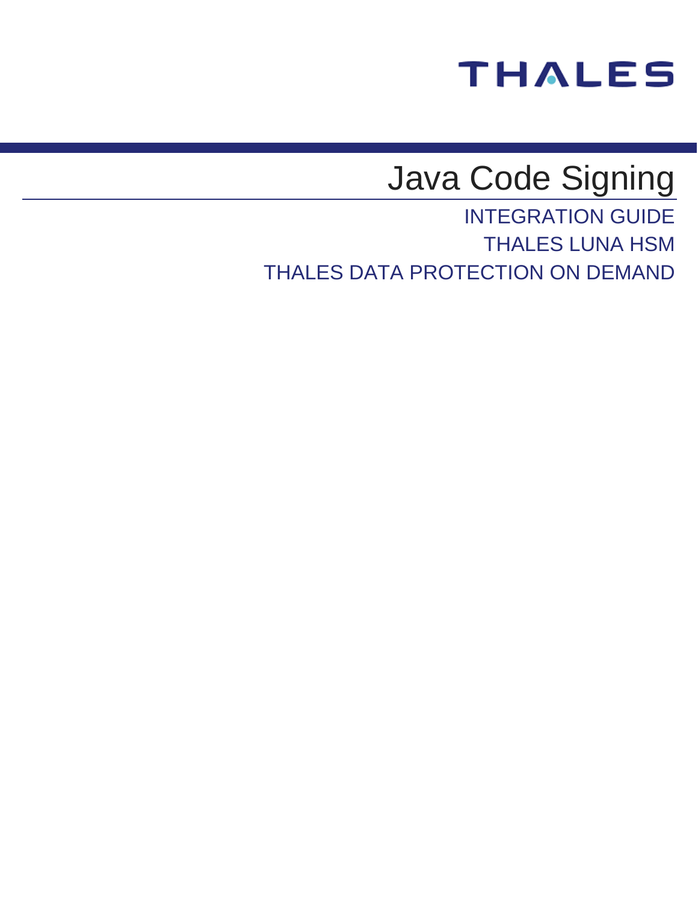THALES

# Java Code Signing

INTEGRATION GUIDE

THALES LUNA HSM

THALES DATA PROTECTION ON DEMAND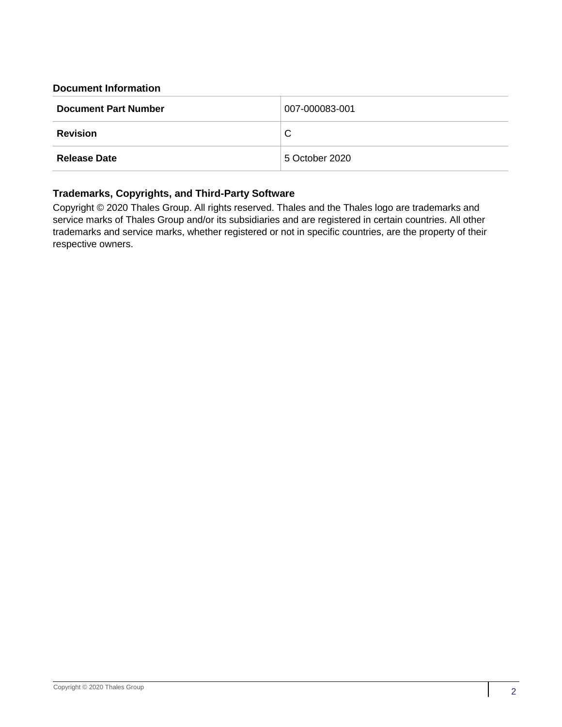**Document Information**

| Document Part Number | 007-000083-001 |
| --- | --- |
| Revision | C |
| Release Date | 5 October 2020 |

**Trademarks, Copyrights, and Third-Party Software**

Copyright © 2020 Thales Group. All rights reserved. Thales and the Thales logo are trademarks and service marks of Thales Group and/or its subsidiaries and are registered in certain countries. All other trademarks and service marks, whether registered or not in specific countries, are the property of their respective owners.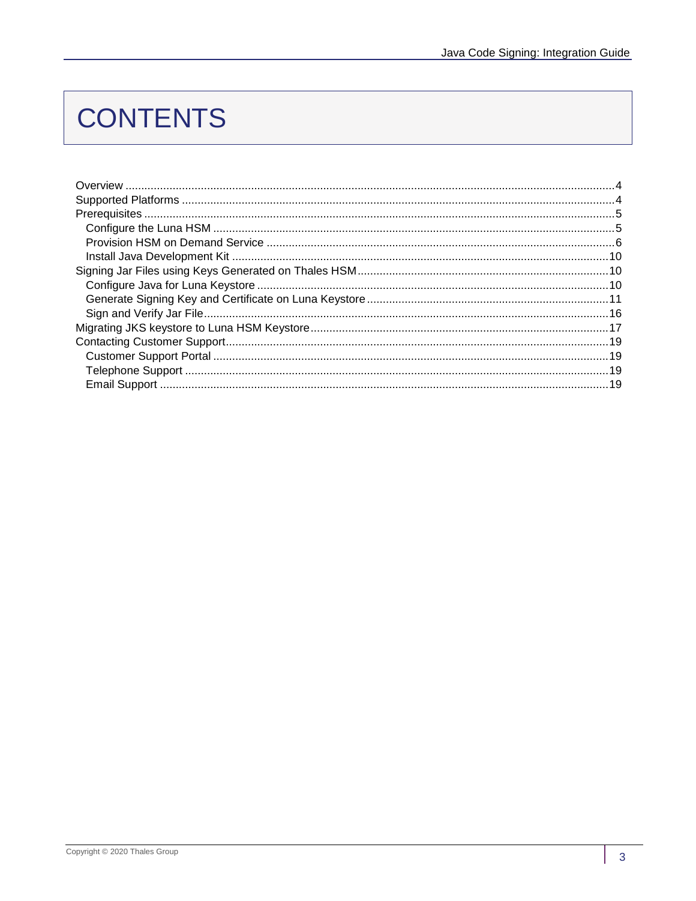# CONTENTS

- Overview ....................................................................................................................................4
- Supported Platforms ...................................................................................................................4
- Prerequisites ..............................................................................................................................5
  - Configure the Luna HSM ........................................................................................................5
  - Provision HSM on Demand Service .......................................................................................6
  - Install Java Development Kit ................................................................................................10
- Signing Jar Files using Keys Generated on Thales HSM.........................................................10
  - Configure Java for Luna Keystore .........................................................................................10
  - Generate Signing Key and Certificate on Luna Keystore......................................................11
  - Sign and Verify Jar File..........................................................................................................16
- Migrating JKS keystore to Luna HSM Keystore........................................................................17
- Contacting Customer Support...................................................................................................19
  - Customer Support Portal .......................................................................................................19
  - Telephone Support ................................................................................................................19
  - Email Support .......................................................................................................................19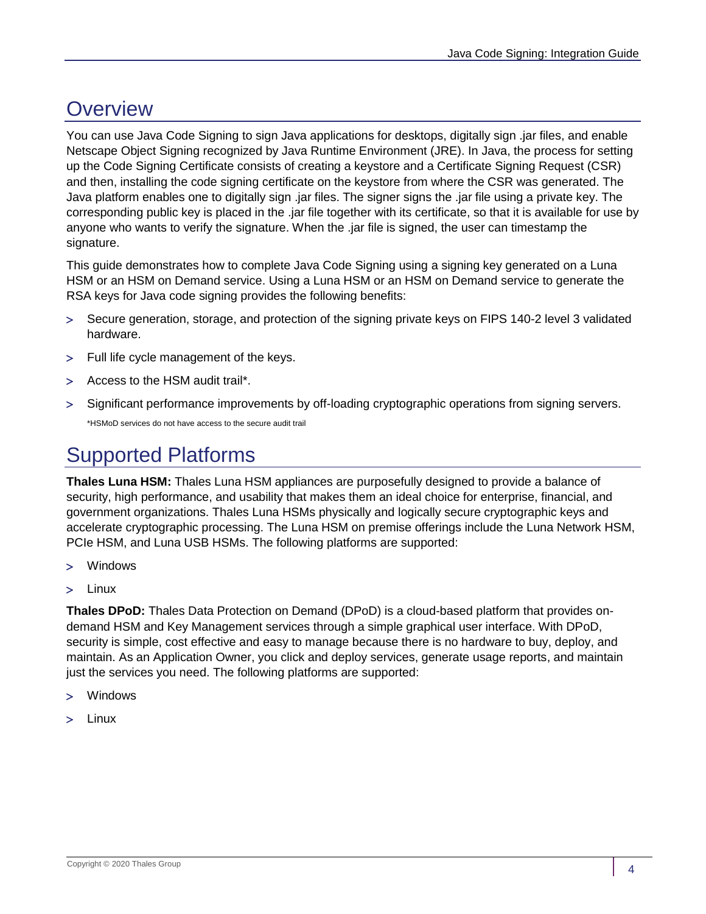# Overview

You can use Java Code Signing to sign Java applications for desktops, digitally sign .jar files, and enable Netscape Object Signing recognized by Java Runtime Environment (JRE). In Java, the process for setting up the Code Signing Certificate consists of creating a keystore and a Certificate Signing Request (CSR) and then, installing the code signing certificate on the keystore from where the CSR was generated. The Java platform enables one to digitally sign .jar files. The signer signs the .jar file using a private key. The corresponding public key is placed in the .jar file together with its certificate, so that it is available for use by anyone who wants to verify the signature. When the .jar file is signed, the user can timestamp the signature.

This guide demonstrates how to complete Java Code Signing using a signing key generated on a Luna HSM or an HSM on Demand service. Using a Luna HSM or an HSM on Demand service to generate the RSA keys for Java code signing provides the following benefits:

- Secure generation, storage, and protection of the signing private keys on FIPS 140-2 level 3 validated hardware.
- Full life cycle management of the keys.
- Access to the HSM audit trail*.
- Significant performance improvements by off-loading cryptographic operations from signing servers.

*HSMoD services do not have access to the secure audit trail

# Supported Platforms

**Thales Luna HSM:** Thales Luna HSM appliances are purposefully designed to provide a balance of security, high performance, and usability that makes them an ideal choice for enterprise, financial, and government organizations. Thales Luna HSMs physically and logically secure cryptographic keys and accelerate cryptographic processing. The Luna HSM on premise offerings include the Luna Network HSM, PCIe HSM, and Luna USB HSMs. The following platforms are supported:

- Windows
- Linux

**Thales DPoD:** Thales Data Protection on Demand (DPoD) is a cloud-based platform that provides on-demand HSM and Key Management services through a simple graphical user interface. With DPoD, security is simple, cost effective and easy to manage because there is no hardware to buy, deploy, and maintain. As an Application Owner, you click and deploy services, generate usage reports, and maintain just the services you need. The following platforms are supported:

- Windows
- Linux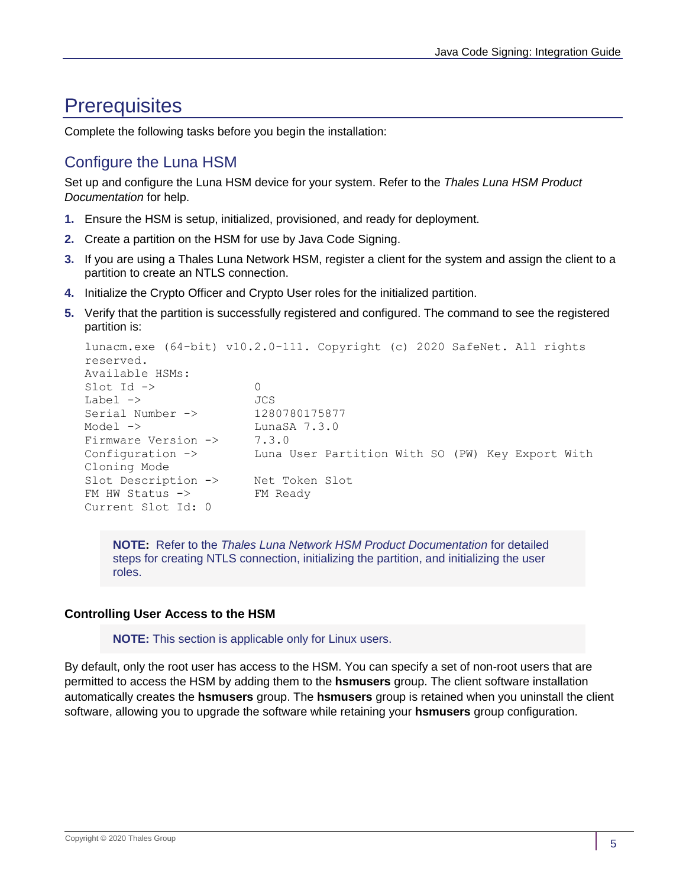# Prerequisites

Complete the following tasks before you begin the installation:

## Configure the Luna HSM

Set up and configure the Luna HSM device for your system. Refer to the *Thales Luna HSM Product Documentation* for help.

1. Ensure the HSM is setup, initialized, provisioned, and ready for deployment.
2. Create a partition on the HSM for use by Java Code Signing.
3. If you are using a Thales Luna Network HSM, register a client for the system and assign the client to a partition to create an NTLS connection.
4. Initialize the Crypto Officer and Crypto User roles for the initialized partition.
5. Verify that the partition is successfully registered and configured. The command to see the registered partition is:

```
lunacm.exe (64-bit) v10.2.0-111. Copyright (c) 2020 SafeNet. All rights
reserved.
Available HSMs:
Slot Id ->              0
Label ->                JCS
Serial Number ->        1280780175877
Model ->                LunaSA 7.3.0
Firmware Version ->     7.3.0
Configuration ->        Luna User Partition With SO (PW) Key Export With
Cloning Mode
Slot Description ->     Net Token Slot
FM HW Status ->         FM Ready
Current Slot Id: 0
```

> **NOTE:** Refer to the *Thales Luna Network HSM Product Documentation* for detailed steps for creating NTLS connection, initializing the partition, and initializing the user roles.

### Controlling User Access to the HSM

> **NOTE:** This section is applicable only for Linux users.

By default, only the root user has access to the HSM. You can specify a set of non-root users that are permitted to access the HSM by adding them to the **hsmusers** group. The client software installation automatically creates the **hsmusers** group. The **hsmusers** group is retained when you uninstall the client software, allowing you to upgrade the software while retaining your **hsmusers** group configuration.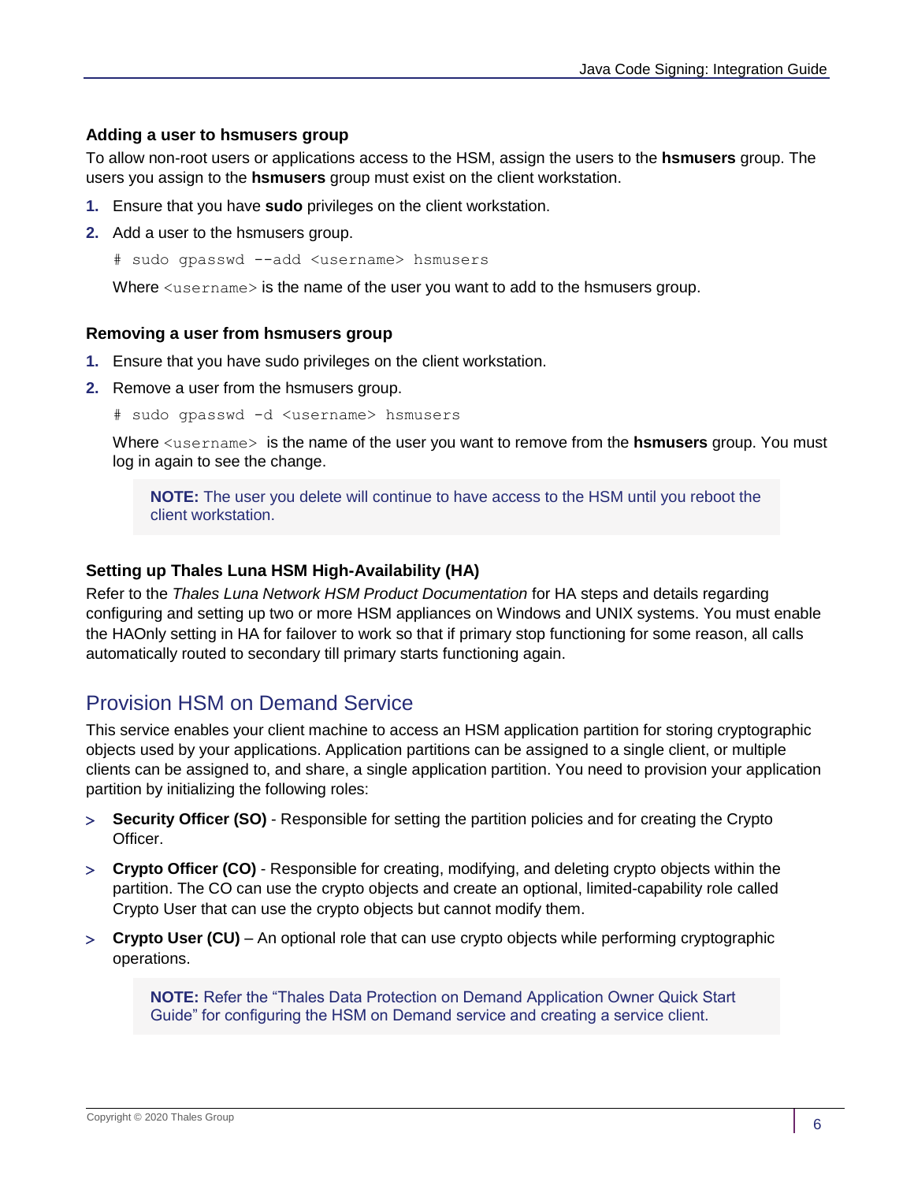### Adding a user to hsmusers group

To allow non-root users or applications access to the HSM, assign the users to the **hsmusers** group. The users you assign to the **hsmusers** group must exist on the client workstation.

1. Ensure that you have **sudo** privileges on the client workstation.
2. Add a user to the hsmusers group.

   ```
   # sudo gpasswd --add <username> hsmusers
   ```

   Where `<username>` is the name of the user you want to add to the hsmusers group.

### Removing a user from hsmusers group

1. Ensure that you have sudo privileges on the client workstation.
2. Remove a user from the hsmusers group.

   ```
   # sudo gpasswd -d <username> hsmusers
   ```

   Where `<username>` is the name of the user you want to remove from the **hsmusers** group. You must log in again to see the change.

   > **NOTE:** The user you delete will continue to have access to the HSM until you reboot the client workstation.

### Setting up Thales Luna HSM High-Availability (HA)

Refer to the *Thales Luna Network HSM Product Documentation* for HA steps and details regarding configuring and setting up two or more HSM appliances on Windows and UNIX systems. You must enable the HAOnly setting in HA for failover to work so that if primary stop functioning for some reason, all calls automatically routed to secondary till primary starts functioning again.

## Provision HSM on Demand Service

This service enables your client machine to access an HSM application partition for storing cryptographic objects used by your applications. Application partitions can be assigned to a single client, or multiple clients can be assigned to, and share, a single application partition. You need to provision your application partition by initializing the following roles:

- **Security Officer (SO)** - Responsible for setting the partition policies and for creating the Crypto Officer.
- **Crypto Officer (CO)** - Responsible for creating, modifying, and deleting crypto objects within the partition. The CO can use the crypto objects and create an optional, limited-capability role called Crypto User that can use the crypto objects but cannot modify them.
- **Crypto User (CU)** – An optional role that can use crypto objects while performing cryptographic operations.

> **NOTE:** Refer the "Thales Data Protection on Demand Application Owner Quick Start Guide" for configuring the HSM on Demand service and creating a service client.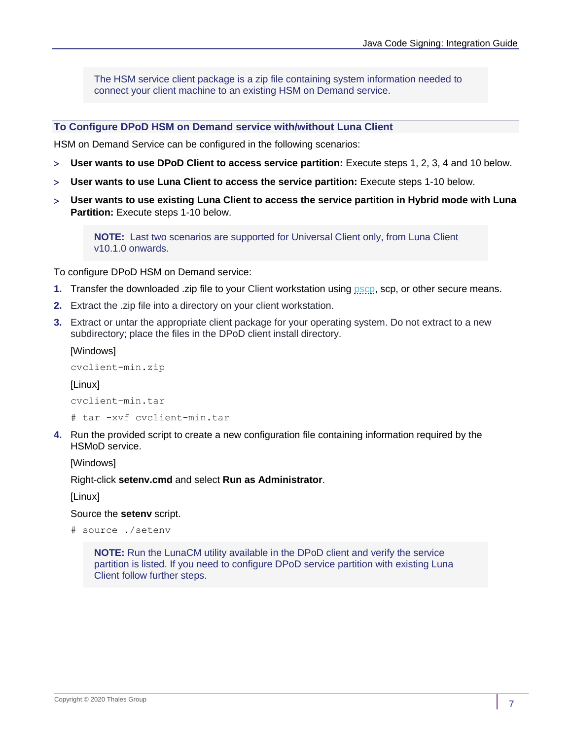> The HSM service client package is a zip file containing system information needed to connect your client machine to an existing HSM on Demand service.

### To Configure DPoD HSM on Demand service with/without Luna Client

HSM on Demand Service can be configured in the following scenarios:

- **User wants to use DPoD Client to access service partition:** Execute steps 1, 2, 3, 4 and 10 below.
- **User wants to use Luna Client to access the service partition:** Execute steps 1-10 below.
- **User wants to use existing Luna Client to access the service partition in Hybrid mode with Luna Partition:** Execute steps 1-10 below.

> **NOTE:** Last two scenarios are supported for Universal Client only, from Luna Client v10.1.0 onwards.

To configure DPoD HSM on Demand service:

1. Transfer the downloaded .zip file to your Client workstation using pscp, scp, or other secure means.
2. Extract the .zip file into a directory on your client workstation.
3. Extract or untar the appropriate client package for your operating system. Do not extract to a new subdirectory; place the files in the DPoD client install directory.

   [Windows]

   ```
   cvclient-min.zip
   ```

   [Linux]

   ```
   cvclient-min.tar
   ```

   ```
   # tar -xvf cvclient-min.tar
   ```

4. Run the provided script to create a new configuration file containing information required by the HSMoD service.

   [Windows]

   Right-click **setenv.cmd** and select **Run as Administrator**.

   [Linux]

   Source the **setenv** script.

   ```
   # source ./setenv
   ```

   > **NOTE:** Run the LunaCM utility available in the DPoD client and verify the service partition is listed. If you need to configure DPoD service partition with existing Luna Client follow further steps.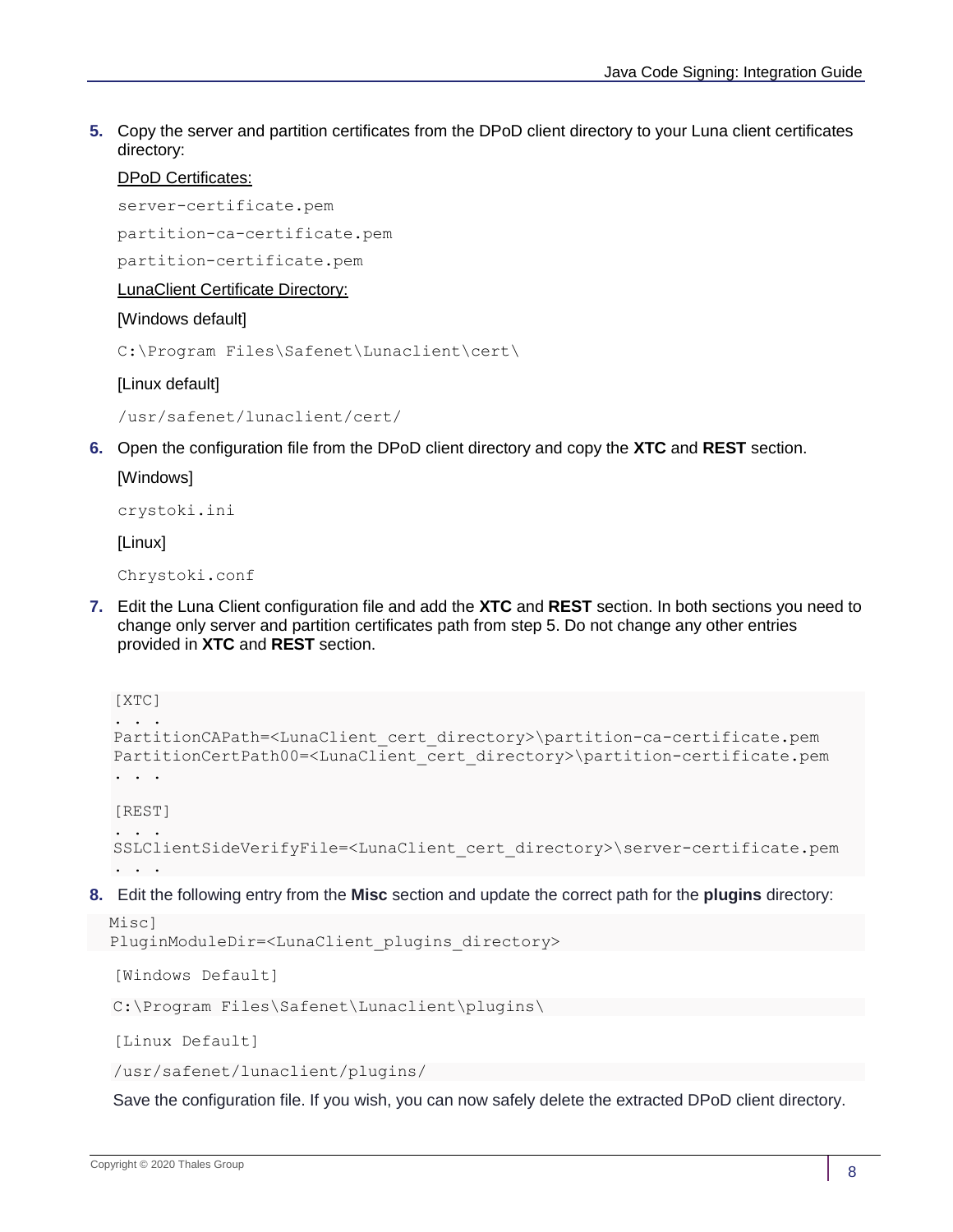5. Copy the server and partition certificates from the DPoD client directory to your Luna client certificates directory:

   DPoD Certificates:

   ```
   server-certificate.pem
   partition-ca-certificate.pem
   partition-certificate.pem
   ```

   LunaClient Certificate Directory:

   [Windows default]

   ```
   C:\Program Files\Safenet\Lunaclient\cert\
   ```

   [Linux default]

   ```
   /usr/safenet/lunaclient/cert/
   ```

6. Open the configuration file from the DPoD client directory and copy the **XTC** and **REST** section.

   [Windows]

   ```
   crystoki.ini
   ```

   [Linux]

   ```
   Chrystoki.conf
   ```

7. Edit the Luna Client configuration file and add the **XTC** and **REST** section. In both sections you need to change only server and partition certificates path from step 5. Do not change any other entries provided in **XTC** and **REST** section.

```
[XTC]
. . .
PartitionCAPath=<LunaClient_cert_directory>\partition-ca-certificate.pem
PartitionCertPath00=<LunaClient_cert_directory>\partition-certificate.pem
. . .

[REST]
. . .
SSLClientSideVerifyFile=<LunaClient_cert_directory>\server-certificate.pem
. . .
```

8. Edit the following entry from the **Misc** section and update the correct path for the **plugins** directory:

```
Misc]
PluginModuleDir=<LunaClient_plugins_directory>
```

```
[Windows Default]
```

```
C:\Program Files\Safenet\Lunaclient\plugins\
```

```
[Linux Default]
```

```
/usr/safenet/lunaclient/plugins/
```

Save the configuration file. If you wish, you can now safely delete the extracted DPoD client directory.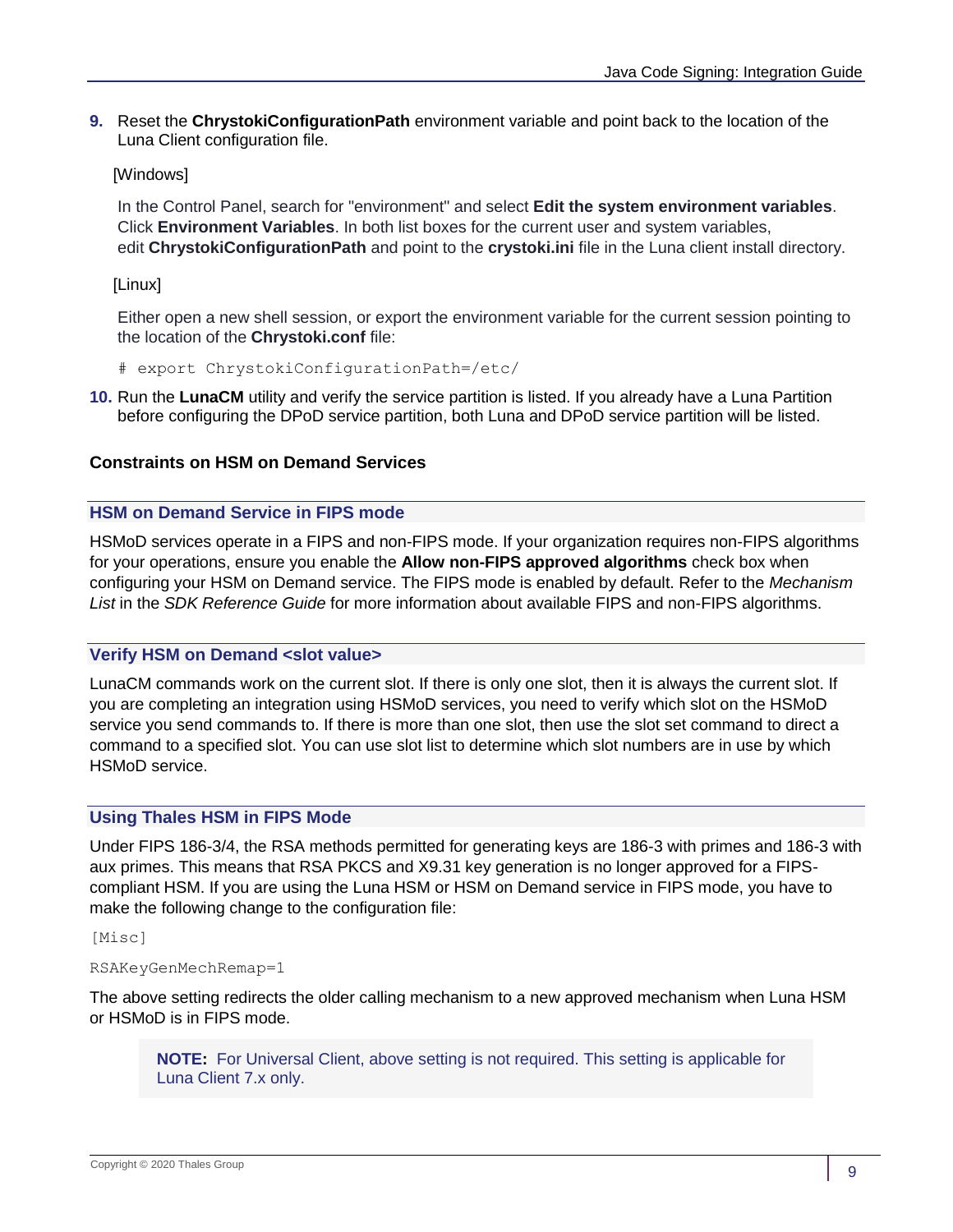9. Reset the **ChrystokiConfigurationPath** environment variable and point back to the location of the Luna Client configuration file.

   [Windows]

   In the Control Panel, search for "environment" and select **Edit the system environment variables**. Click **Environment Variables**. In both list boxes for the current user and system variables, edit **ChrystokiConfigurationPath** and point to the **crystoki.ini** file in the Luna client install directory.

   [Linux]

   Either open a new shell session, or export the environment variable for the current session pointing to the location of the **Chrystoki.conf** file:

   ```
   # export ChrystokiConfigurationPath=/etc/
   ```

10. Run the **LunaCM** utility and verify the service partition is listed. If you already have a Luna Partition before configuring the DPoD service partition, both Luna and DPoD service partition will be listed.

### Constraints on HSM on Demand Services

#### HSM on Demand Service in FIPS mode

HSMoD services operate in a FIPS and non-FIPS mode. If your organization requires non-FIPS algorithms for your operations, ensure you enable the **Allow non-FIPS approved algorithms** check box when configuring your HSM on Demand service. The FIPS mode is enabled by default. Refer to the *Mechanism List* in the *SDK Reference Guide* for more information about available FIPS and non-FIPS algorithms.

#### Verify HSM on Demand <slot value>

LunaCM commands work on the current slot. If there is only one slot, then it is always the current slot. If you are completing an integration using HSMoD services, you need to verify which slot on the HSMoD service you send commands to. If there is more than one slot, then use the slot set command to direct a command to a specified slot. You can use slot list to determine which slot numbers are in use by which HSMoD service.

#### Using Thales HSM in FIPS Mode

Under FIPS 186-3/4, the RSA methods permitted for generating keys are 186-3 with primes and 186-3 with aux primes. This means that RSA PKCS and X9.31 key generation is no longer approved for a FIPS-compliant HSM. If you are using the Luna HSM or HSM on Demand service in FIPS mode, you have to make the following change to the configuration file:

```
[Misc]

RSAKeyGenMechRemap=1
```

The above setting redirects the older calling mechanism to a new approved mechanism when Luna HSM or HSMoD is in FIPS mode.

> **NOTE:** For Universal Client, above setting is not required. This setting is applicable for Luna Client 7.x only.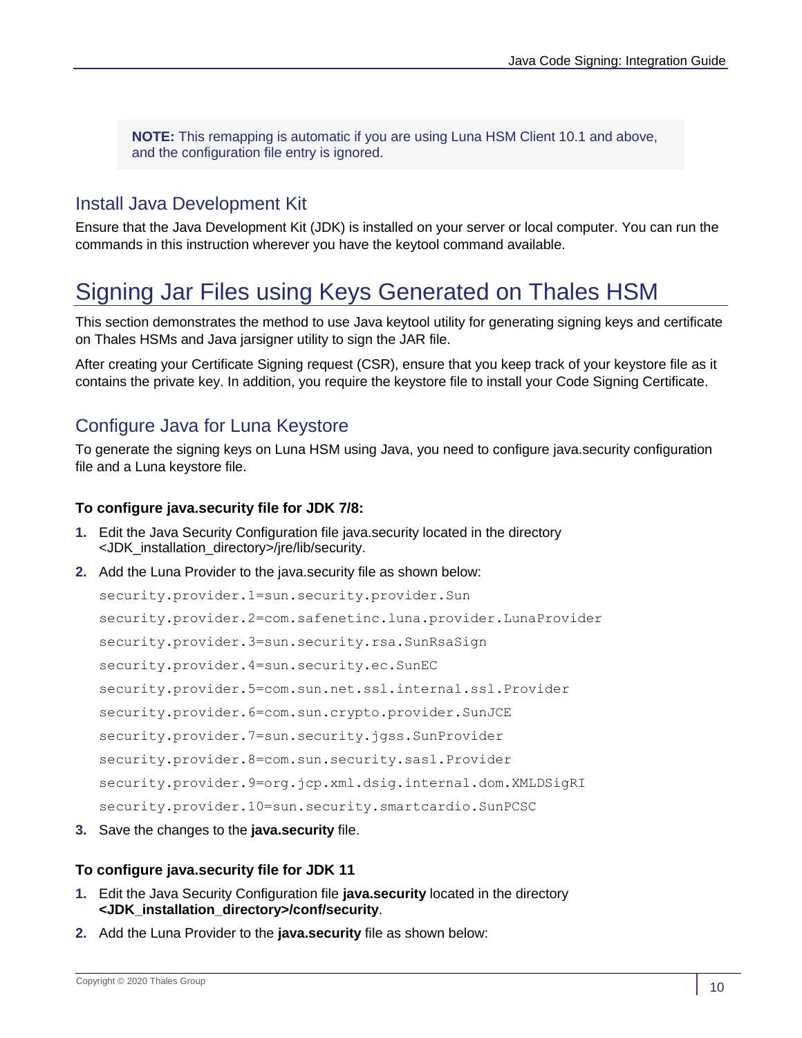> **NOTE:** This remapping is automatic if you are using Luna HSM Client 10.1 and above, and the configuration file entry is ignored.

## Install Java Development Kit

Ensure that the Java Development Kit (JDK) is installed on your server or local computer. You can run the commands in this instruction wherever you have the keytool command available.

# Signing Jar Files using Keys Generated on Thales HSM

This section demonstrates the method to use Java keytool utility for generating signing keys and certificate on Thales HSMs and Java jarsigner utility to sign the JAR file.

After creating your Certificate Signing request (CSR), ensure that you keep track of your keystore file as it contains the private key. In addition, you require the keystore file to install your Code Signing Certificate.

## Configure Java for Luna Keystore

To generate the signing keys on Luna HSM using Java, you need to configure java.security configuration file and a Luna keystore file.

**To configure java.security file for JDK 7/8:**

1. Edit the Java Security Configuration file java.security located in the directory <JDK_installation_directory>/jre/lib/security.
2. Add the Luna Provider to the java.security file as shown below:

   ```
   security.provider.1=sun.security.provider.Sun
   security.provider.2=com.safenetinc.luna.provider.LunaProvider
   security.provider.3=sun.security.rsa.SunRsaSign
   security.provider.4=sun.security.ec.SunEC
   security.provider.5=com.sun.net.ssl.internal.ssl.Provider
   security.provider.6=com.sun.crypto.provider.SunJCE
   security.provider.7=sun.security.jgss.SunProvider
   security.provider.8=com.sun.security.sasl.Provider
   security.provider.9=org.jcp.xml.dsig.internal.dom.XMLDSigRI
   security.provider.10=sun.security.smartcardio.SunPCSC
   ```

3. Save the changes to the **java.security** file.

**To configure java.security file for JDK 11**

1. Edit the Java Security Configuration file **java.security** located in the directory **<JDK_installation_directory>/conf/security**.
2. Add the Luna Provider to the **java.security** file as shown below: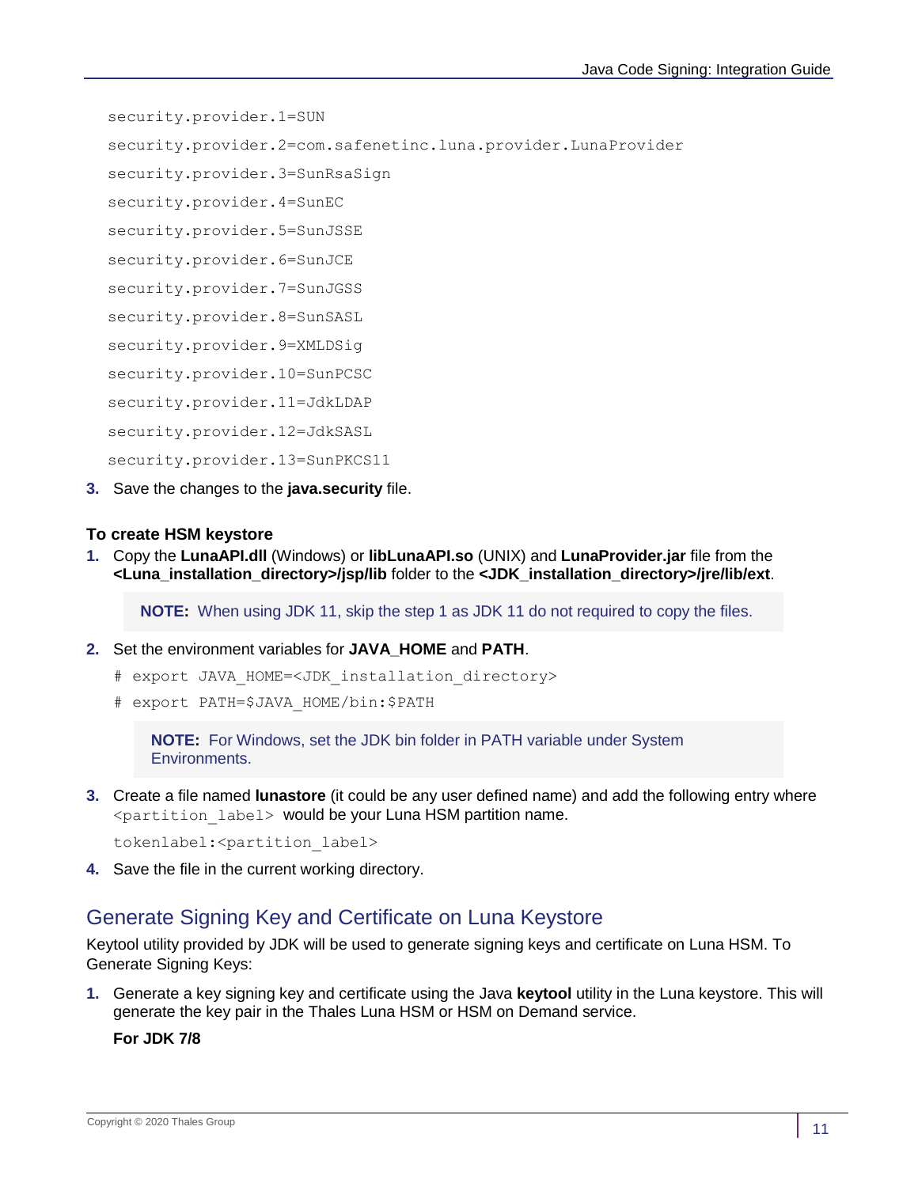```
security.provider.1=SUN
security.provider.2=com.safenetinc.luna.provider.LunaProvider
security.provider.3=SunRsaSign
security.provider.4=SunEC
security.provider.5=SunJSSE
security.provider.6=SunJCE
security.provider.7=SunJGSS
security.provider.8=SunSASL
security.provider.9=XMLDSig
security.provider.10=SunPCSC
security.provider.11=JdkLDAP
security.provider.12=JdkSASL
security.provider.13=SunPKCS11
```

3. Save the changes to the **java.security** file.

**To create HSM keystore**

1. Copy the **LunaAPI.dll** (Windows) or **libLunaAPI.so** (UNIX) and **LunaProvider.jar** file from the **<Luna_installation_directory>/jsp/lib** folder to the **<JDK_installation_directory>/jre/lib/ext**.

   > **NOTE:** When using JDK 11, skip the step 1 as JDK 11 do not required to copy the files.

2. Set the environment variables for **JAVA_HOME** and **PATH**.

   ```
   # export JAVA_HOME=<JDK_installation_directory>
   # export PATH=$JAVA_HOME/bin:$PATH
   ```

   > **NOTE:** For Windows, set the JDK bin folder in PATH variable under System Environments.

3. Create a file named **lunastore** (it could be any user defined name) and add the following entry where `<partition_label>` would be your Luna HSM partition name.

   ```
   tokenlabel:<partition_label>
   ```

4. Save the file in the current working directory.

## Generate Signing Key and Certificate on Luna Keystore

Keytool utility provided by JDK will be used to generate signing keys and certificate on Luna HSM. To Generate Signing Keys:

1. Generate a key signing key and certificate using the Java **keytool** utility in the Luna keystore. This will generate the key pair in the Thales Luna HSM or HSM on Demand service.

   **For JDK 7/8**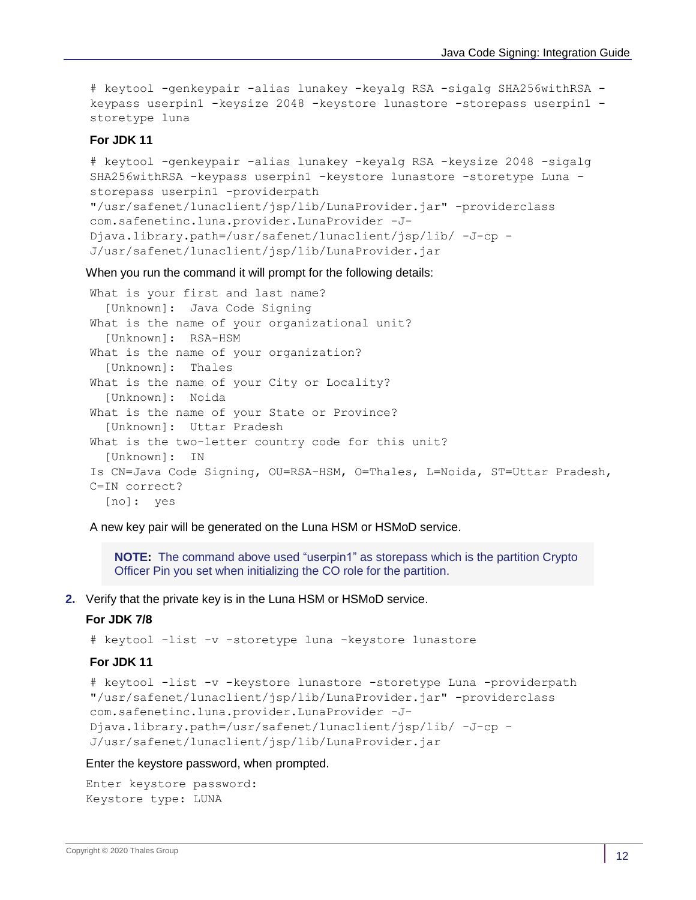```
# keytool -genkeypair -alias lunakey -keyalg RSA -sigalg SHA256withRSA -
keypass userpin1 -keysize 2048 -keystore lunastore -storepass userpin1 -
storetype luna
```

**For JDK 11**

```
# keytool -genkeypair -alias lunakey -keyalg RSA -keysize 2048 -sigalg
SHA256withRSA -keypass userpin1 -keystore lunastore -storetype Luna -
storepass userpin1 -providerpath
"/usr/safenet/lunaclient/jsp/lib/LunaProvider.jar" -providerclass
com.safenetinc.luna.provider.LunaProvider -J-
Djava.library.path=/usr/safenet/lunaclient/jsp/lib/ -J-cp -
J/usr/safenet/lunaclient/jsp/lib/LunaProvider.jar
```

When you run the command it will prompt for the following details:

```
What is your first and last name?
  [Unknown]:  Java Code Signing
What is the name of your organizational unit?
  [Unknown]:  RSA-HSM
What is the name of your organization?
  [Unknown]:  Thales
What is the name of your City or Locality?
  [Unknown]:  Noida
What is the name of your State or Province?
  [Unknown]:  Uttar Pradesh
What is the two-letter country code for this unit?
  [Unknown]:  IN
Is CN=Java Code Signing, OU=RSA-HSM, O=Thales, L=Noida, ST=Uttar Pradesh,
C=IN correct?
  [no]:  yes
```

A new key pair will be generated on the Luna HSM or HSMoD service.

> **NOTE:** The command above used "userpin1" as storepass which is the partition Crypto Officer Pin you set when initializing the CO role for the partition.

2. Verify that the private key is in the Luna HSM or HSMoD service.

**For JDK 7/8**

```
# keytool -list -v -storetype luna -keystore lunastore
```

**For JDK 11**

```
# keytool -list -v -keystore lunastore -storetype Luna -providerpath
"/usr/safenet/lunaclient/jsp/lib/LunaProvider.jar" -providerclass
com.safenetinc.luna.provider.LunaProvider -J-
Djava.library.path=/usr/safenet/lunaclient/jsp/lib/ -J-cp -
J/usr/safenet/lunaclient/jsp/lib/LunaProvider.jar
```

Enter the keystore password, when prompted.

```
Enter keystore password:
Keystore type: LUNA
```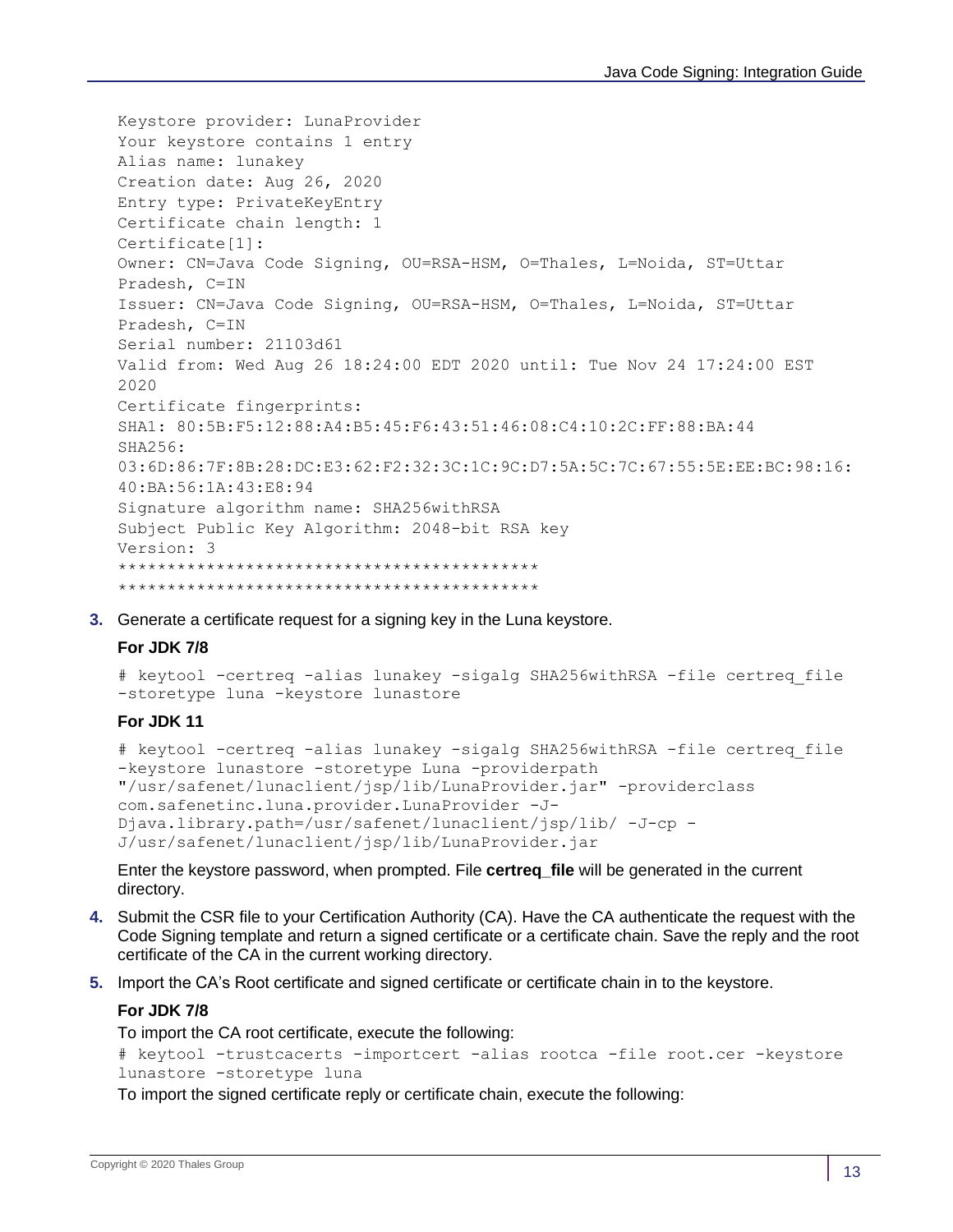```
Keystore provider: LunaProvider
Your keystore contains 1 entry
Alias name: lunakey
Creation date: Aug 26, 2020
Entry type: PrivateKeyEntry
Certificate chain length: 1
Certificate[1]:
Owner: CN=Java Code Signing, OU=RSA-HSM, O=Thales, L=Noida, ST=Uttar
Pradesh, C=IN
Issuer: CN=Java Code Signing, OU=RSA-HSM, O=Thales, L=Noida, ST=Uttar
Pradesh, C=IN
Serial number: 21103d61
Valid from: Wed Aug 26 18:24:00 EDT 2020 until: Tue Nov 24 17:24:00 EST
2020
Certificate fingerprints:
SHA1: 80:5B:F5:12:88:A4:B5:45:F6:43:51:46:08:C4:10:2C:FF:88:BA:44
SHA256:
03:6D:86:7F:8B:28:DC:E3:62:F2:32:3C:1C:9C:D7:5A:5C:7C:67:55:5E:EE:BC:98:16:
40:BA:56:1A:43:E8:94
Signature algorithm name: SHA256withRSA
Subject Public Key Algorithm: 2048-bit RSA key
Version: 3
*******************************************
*******************************************
```

3. Generate a certificate request for a signing key in the Luna keystore.

   **For JDK 7/8**

   ```
   # keytool -certreq -alias lunakey -sigalg SHA256withRSA -file certreq_file
   -storetype luna -keystore lunastore
   ```

   **For JDK 11**

   ```
   # keytool -certreq -alias lunakey -sigalg SHA256withRSA -file certreq_file
   -keystore lunastore -storetype Luna -providerpath
   "/usr/safenet/lunaclient/jsp/lib/LunaProvider.jar" -providerclass
   com.safenetinc.luna.provider.LunaProvider -J-
   Djava.library.path=/usr/safenet/lunaclient/jsp/lib/ -J-cp -
   J/usr/safenet/lunaclient/jsp/lib/LunaProvider.jar
   ```

   Enter the keystore password, when prompted. File **certreq_file** will be generated in the current directory.

4. Submit the CSR file to your Certification Authority (CA). Have the CA authenticate the request with the Code Signing template and return a signed certificate or a certificate chain. Save the reply and the root certificate of the CA in the current working directory.

5. Import the CA's Root certificate and signed certificate or certificate chain in to the keystore.

   **For JDK 7/8**

   To import the CA root certificate, execute the following:

   ```
   # keytool -trustcacerts -importcert -alias rootca -file root.cer -keystore
   lunastore -storetype luna
   ```

   To import the signed certificate reply or certificate chain, execute the following: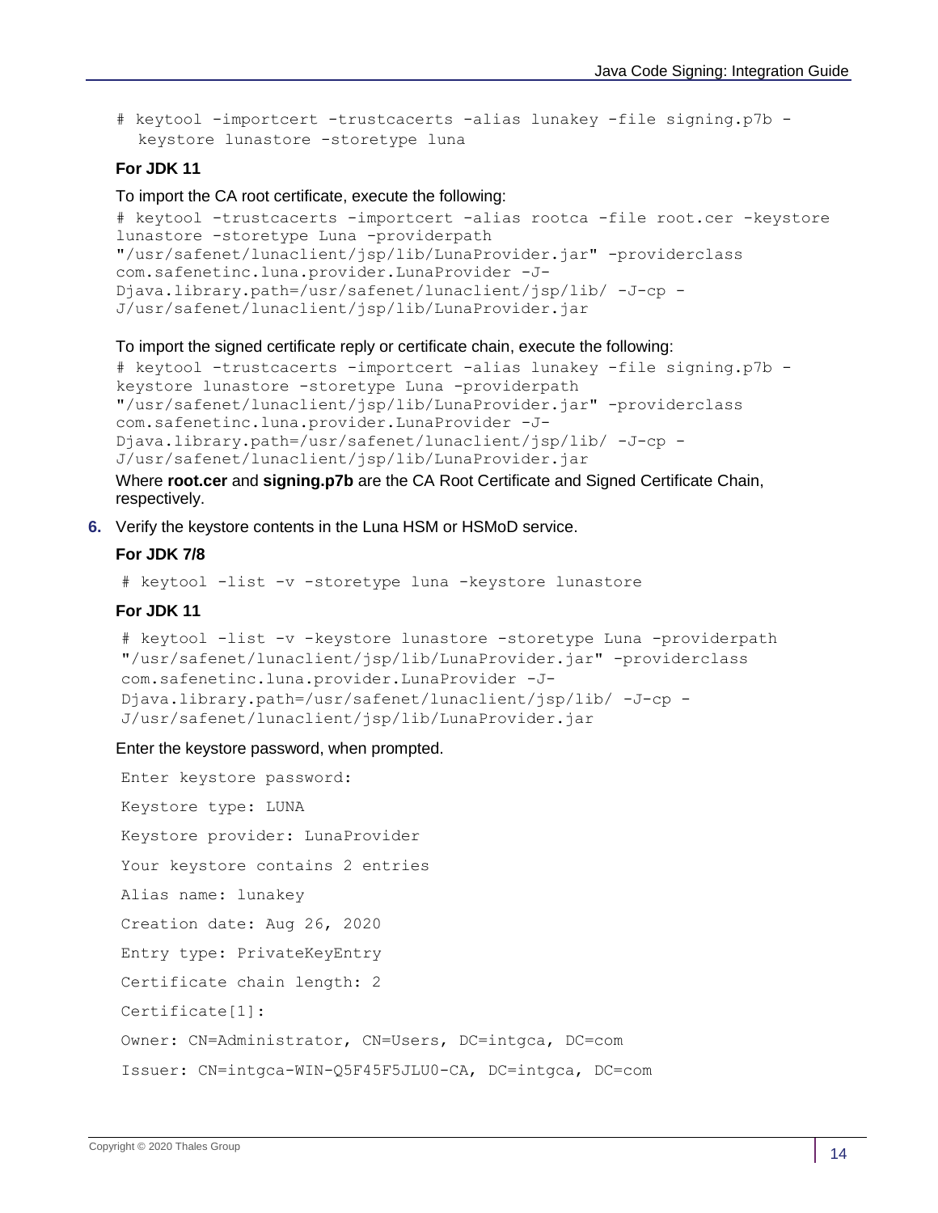```
# keytool -importcert -trustcacerts -alias lunakey -file signing.p7b -
  keystore lunastore -storetype luna
```

**For JDK 11**

To import the CA root certificate, execute the following:

```
# keytool -trustcacerts -importcert -alias rootca -file root.cer -keystore
lunastore -storetype Luna -providerpath
"/usr/safenet/lunaclient/jsp/lib/LunaProvider.jar" -providerclass
com.safenetinc.luna.provider.LunaProvider -J-
Djava.library.path=/usr/safenet/lunaclient/jsp/lib/ -J-cp -
J/usr/safenet/lunaclient/jsp/lib/LunaProvider.jar
```

To import the signed certificate reply or certificate chain, execute the following:

```
# keytool -trustcacerts -importcert -alias lunakey -file signing.p7b -
keystore lunastore -storetype Luna -providerpath
"/usr/safenet/lunaclient/jsp/lib/LunaProvider.jar" -providerclass
com.safenetinc.luna.provider.LunaProvider -J-
Djava.library.path=/usr/safenet/lunaclient/jsp/lib/ -J-cp -
J/usr/safenet/lunaclient/jsp/lib/LunaProvider.jar
```

Where **root.cer** and **signing.p7b** are the CA Root Certificate and Signed Certificate Chain, respectively.

6. Verify the keystore contents in the Luna HSM or HSMoD service.

**For JDK 7/8**

```
# keytool -list -v -storetype luna -keystore lunastore
```

**For JDK 11**

```
# keytool -list -v -keystore lunastore -storetype Luna -providerpath
"/usr/safenet/lunaclient/jsp/lib/LunaProvider.jar" -providerclass
com.safenetinc.luna.provider.LunaProvider -J-
Djava.library.path=/usr/safenet/lunaclient/jsp/lib/ -J-cp -
J/usr/safenet/lunaclient/jsp/lib/LunaProvider.jar
```

Enter the keystore password, when prompted.

```
Enter keystore password:
Keystore type: LUNA
Keystore provider: LunaProvider
Your keystore contains 2 entries
Alias name: lunakey
Creation date: Aug 26, 2020
Entry type: PrivateKeyEntry
Certificate chain length: 2
Certificate[1]:
Owner: CN=Administrator, CN=Users, DC=intgca, DC=com
Issuer: CN=intgca-WIN-Q5F45F5JLU0-CA, DC=intgca, DC=com
```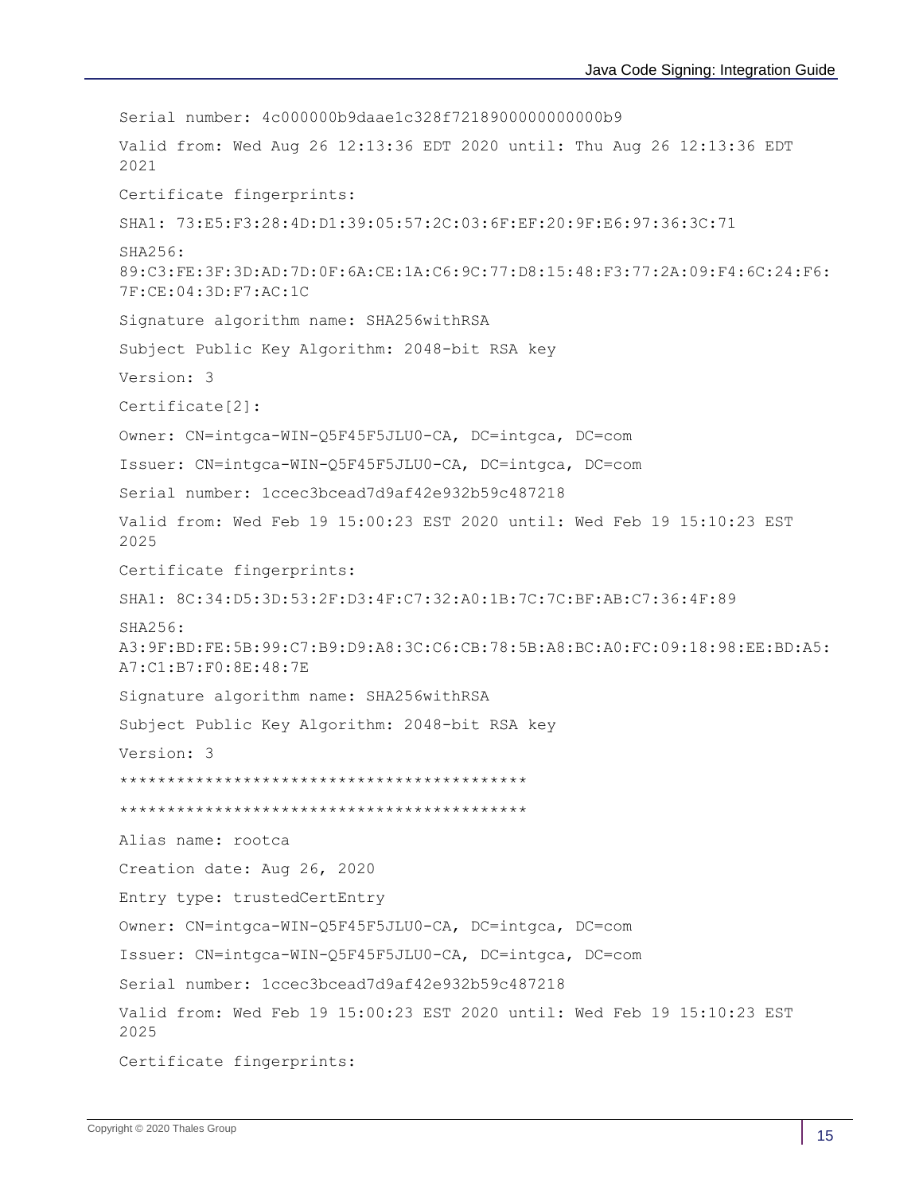```
Serial number: 4c000000b9daae1c328f7218900000000000b9

Valid from: Wed Aug 26 12:13:36 EDT 2020 until: Thu Aug 26 12:13:36 EDT
2021

Certificate fingerprints:

SHA1: 73:E5:F3:28:4D:D1:39:05:57:2C:03:6F:EF:20:9F:E6:97:36:3C:71

SHA256:
89:C3:FE:3F:3D:AD:7D:0F:6A:CE:1A:C6:9C:77:D8:15:48:F3:77:2A:09:F4:6C:24:F6:
7F:CE:04:3D:F7:AC:1C

Signature algorithm name: SHA256withRSA

Subject Public Key Algorithm: 2048-bit RSA key

Version: 3

Certificate[2]:

Owner: CN=intgca-WIN-Q5F45F5JLU0-CA, DC=intgca, DC=com

Issuer: CN=intgca-WIN-Q5F45F5JLU0-CA, DC=intgca, DC=com

Serial number: 1ccec3bcead7d9af42e932b59c487218

Valid from: Wed Feb 19 15:00:23 EST 2020 until: Wed Feb 19 15:10:23 EST
2025

Certificate fingerprints:

SHA1: 8C:34:D5:3D:53:2F:D3:4F:C7:32:A0:1B:7C:7C:BF:AB:C7:36:4F:89

SHA256:
A3:9F:BD:FE:5B:99:C7:B9:D9:A8:3C:C6:CB:78:5B:A8:BC:A0:FC:09:18:98:EE:BD:A5:
A7:C1:B7:F0:8E:48:7E

Signature algorithm name: SHA256withRSA

Subject Public Key Algorithm: 2048-bit RSA key

Version: 3

*******************************************

*******************************************

Alias name: rootca

Creation date: Aug 26, 2020

Entry type: trustedCertEntry

Owner: CN=intgca-WIN-Q5F45F5JLU0-CA, DC=intgca, DC=com

Issuer: CN=intgca-WIN-Q5F45F5JLU0-CA, DC=intgca, DC=com

Serial number: 1ccec3bcead7d9af42e932b59c487218

Valid from: Wed Feb 19 15:00:23 EST 2020 until: Wed Feb 19 15:10:23 EST
2025

Certificate fingerprints:
```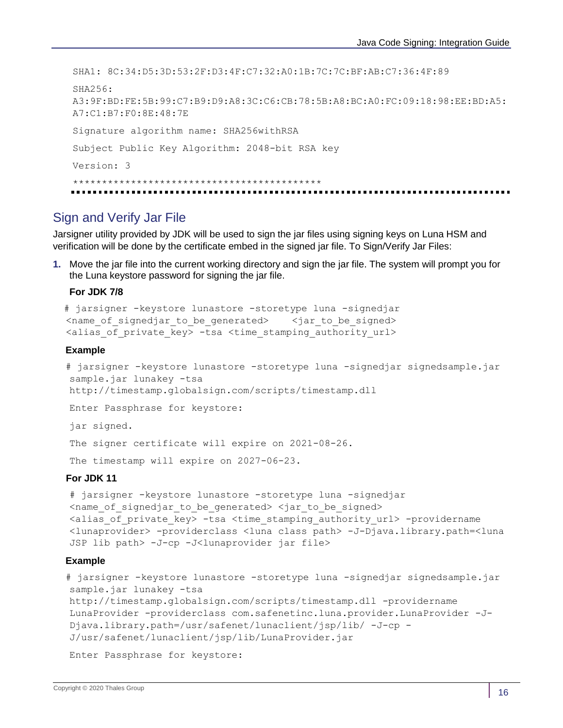```
SHA1: 8C:34:D5:3D:53:2F:D3:4F:C7:32:A0:1B:7C:7C:BF:AB:C7:36:4F:89

SHA256:
A3:9F:BD:FE:5B:99:C7:B9:D9:A8:3C:C6:CB:78:5B:A8:BC:A0:FC:09:18:98:EE:BD:A5:
A7:C1:B7:F0:8E:48:7E

Signature algorithm name: SHA256withRSA

Subject Public Key Algorithm: 2048-bit RSA key

Version: 3

*******************************************
```

## Sign and Verify Jar File

Jarsigner utility provided by JDK will be used to sign the jar files using signing keys on Luna HSM and verification will be done by the certificate embed in the signed jar file. To Sign/Verify Jar Files:

1. Move the jar file into the current working directory and sign the jar file. The system will prompt you for the Luna keystore password for signing the jar file.

   **For JDK 7/8**

   ```
   # jarsigner -keystore lunastore -storetype luna -signedjar
   <name_of_signedjar_to_be_generated>    <jar_to_be_signed>
   <alias_of_private_key> -tsa <time_stamping_authority_url>
   ```

   **Example**

   ```
   # jarsigner -keystore lunastore -storetype luna -signedjar signedsample.jar
   sample.jar lunakey -tsa
   http://timestamp.globalsign.com/scripts/timestamp.dll

   Enter Passphrase for keystore:

   jar signed.

   The signer certificate will expire on 2021-08-26.

   The timestamp will expire on 2027-06-23.
   ```

   **For JDK 11**

   ```
   # jarsigner -keystore lunastore -storetype luna -signedjar
   <name_of_signedjar_to_be_generated> <jar_to_be_signed>
   <alias_of_private_key> -tsa <time_stamping_authority_url> -providername
   <lunaprovider> -providerclass <luna class path> -J-Djava.library.path=<luna
   JSP lib path> -J-cp -J<lunaprovider jar file>
   ```

   **Example**

   ```
   # jarsigner -keystore lunastore -storetype luna -signedjar signedsample.jar
   sample.jar lunakey -tsa
   http://timestamp.globalsign.com/scripts/timestamp.dll -providername
   LunaProvider -providerclass com.safenetinc.luna.provider.LunaProvider -J-
   Djava.library.path=/usr/safenet/lunaclient/jsp/lib/ -J-cp -
   J/usr/safenet/lunaclient/jsp/lib/LunaProvider.jar

   Enter Passphrase for keystore:
   ```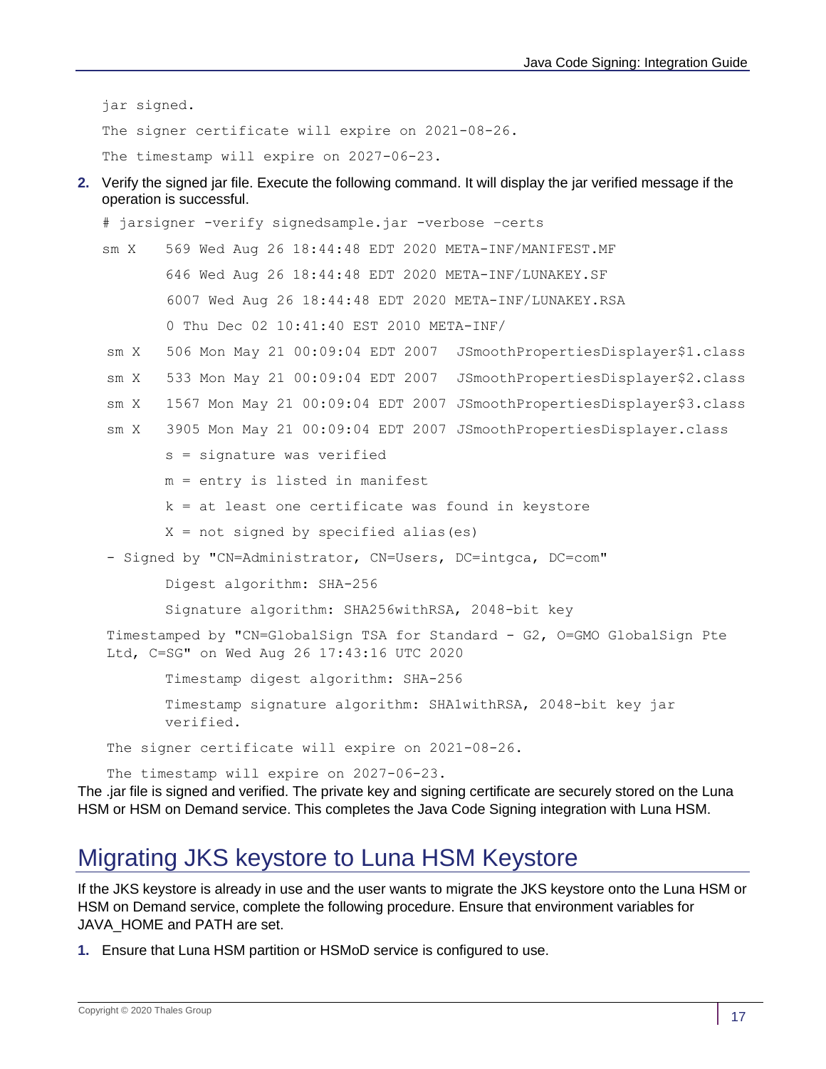```
jar signed.
The signer certificate will expire on 2021-08-26.
The timestamp will expire on 2027-06-23.
```

2. Verify the signed jar file. Execute the following command. It will display the jar verified message if the operation is successful.

```
# jarsigner -verify signedsample.jar -verbose –certs
sm X    569 Wed Aug 26 18:44:48 EDT 2020 META-INF/MANIFEST.MF
        646 Wed Aug 26 18:44:48 EDT 2020 META-INF/LUNAKEY.SF
        6007 Wed Aug 26 18:44:48 EDT 2020 META-INF/LUNAKEY.RSA
        0 Thu Dec 02 10:41:40 EST 2010 META-INF/
 sm X   506 Mon May 21 00:09:04 EDT 2007  JSmoothPropertiesDisplayer$1.class
 sm X   533 Mon May 21 00:09:04 EDT 2007  JSmoothPropertiesDisplayer$2.class
 sm X   1567 Mon May 21 00:09:04 EDT 2007 JSmoothPropertiesDisplayer$3.class
 sm X   3905 Mon May 21 00:09:04 EDT 2007 JSmoothPropertiesDisplayer.class
        s = signature was verified
        m = entry is listed in manifest
        k = at least one certificate was found in keystore
        X = not signed by specified alias(es)
 - Signed by "CN=Administrator, CN=Users, DC=intgca, DC=com"
        Digest algorithm: SHA-256
        Signature algorithm: SHA256withRSA, 2048-bit key
 Timestamped by "CN=GlobalSign TSA for Standard - G2, O=GMO GlobalSign Pte
 Ltd, C=SG" on Wed Aug 26 17:43:16 UTC 2020
        Timestamp digest algorithm: SHA-256
        Timestamp signature algorithm: SHA1withRSA, 2048-bit key jar
        verified.
 The signer certificate will expire on 2021-08-26.
 The timestamp will expire on 2027-06-23.
```

The .jar file is signed and verified. The private key and signing certificate are securely stored on the Luna HSM or HSM on Demand service. This completes the Java Code Signing integration with Luna HSM.

## Migrating JKS keystore to Luna HSM Keystore

If the JKS keystore is already in use and the user wants to migrate the JKS keystore onto the Luna HSM or HSM on Demand service, complete the following procedure. Ensure that environment variables for JAVA_HOME and PATH are set.

1. Ensure that Luna HSM partition or HSMoD service is configured to use.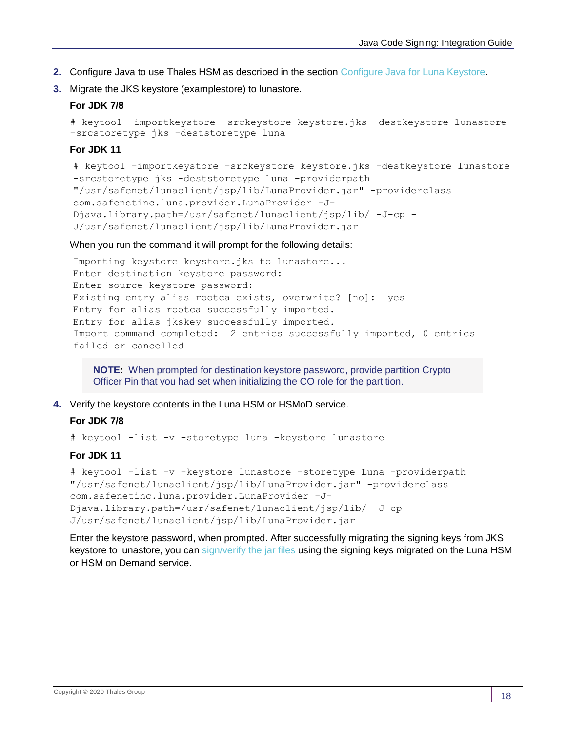2. Configure Java to use Thales HSM as described in the section Configure Java for Luna Keystore.

3. Migrate the JKS keystore (examplestore) to lunastore.

   **For JDK 7/8**

   ```
   # keytool -importkeystore -srckeystore keystore.jks -destkeystore lunastore
   -srcstoretype jks -deststoretype luna
   ```

   **For JDK 11**

   ```
   # keytool -importkeystore -srckeystore keystore.jks -destkeystore lunastore
   -srcstoretype jks -deststoretype luna -providerpath
   "/usr/safenet/lunaclient/jsp/lib/LunaProvider.jar" -providerclass
   com.safenetinc.luna.provider.LunaProvider -J-
   Djava.library.path=/usr/safenet/lunaclient/jsp/lib/ -J-cp -
   J/usr/safenet/lunaclient/jsp/lib/LunaProvider.jar
   ```

   When you run the command it will prompt for the following details:

   ```
   Importing keystore keystore.jks to lunastore...
   Enter destination keystore password:
   Enter source keystore password:
   Existing entry alias rootca exists, overwrite? [no]:  yes
   Entry for alias rootca successfully imported.
   Entry for alias jkskey successfully imported.
   Import command completed:  2 entries successfully imported, 0 entries
   failed or cancelled
   ```

   > **NOTE:** When prompted for destination keystore password, provide partition Crypto Officer Pin that you had set when initializing the CO role for the partition.

4. Verify the keystore contents in the Luna HSM or HSMoD service.

   **For JDK 7/8**

   ```
   # keytool -list -v -storetype luna -keystore lunastore
   ```

   **For JDK 11**

   ```
   # keytool -list -v -keystore lunastore -storetype Luna -providerpath
   "/usr/safenet/lunaclient/jsp/lib/LunaProvider.jar" -providerclass
   com.safenetinc.luna.provider.LunaProvider -J-
   Djava.library.path=/usr/safenet/lunaclient/jsp/lib/ -J-cp -
   J/usr/safenet/lunaclient/jsp/lib/LunaProvider.jar
   ```

   Enter the keystore password, when prompted. After successfully migrating the signing keys from JKS keystore to lunastore, you can sign/verify the jar files using the signing keys migrated on the Luna HSM or HSM on Demand service.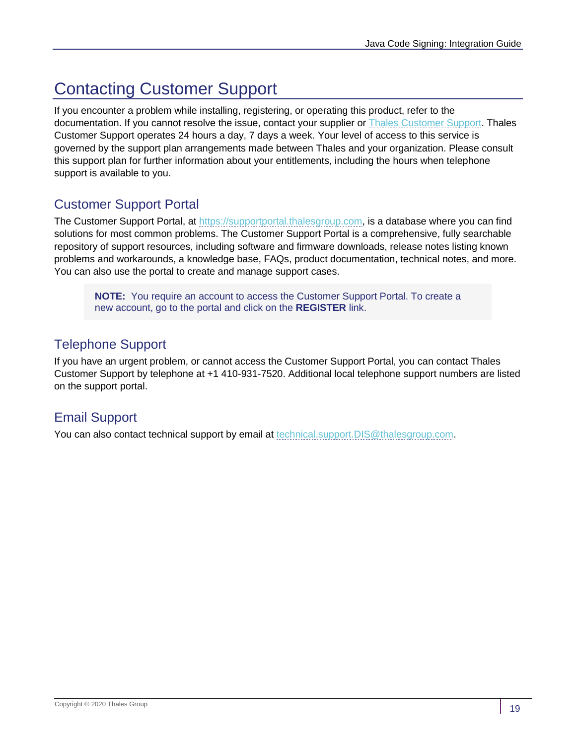# Contacting Customer Support

If you encounter a problem while installing, registering, or operating this product, refer to the documentation. If you cannot resolve the issue, contact your supplier or Thales Customer Support. Thales Customer Support operates 24 hours a day, 7 days a week. Your level of access to this service is governed by the support plan arrangements made between Thales and your organization. Please consult this support plan for further information about your entitlements, including the hours when telephone support is available to you.

## Customer Support Portal

The Customer Support Portal, at https://supportportal.thalesgroup.com, is a database where you can find solutions for most common problems. The Customer Support Portal is a comprehensive, fully searchable repository of support resources, including software and firmware downloads, release notes listing known problems and workarounds, a knowledge base, FAQs, product documentation, technical notes, and more. You can also use the portal to create and manage support cases.

> **NOTE:** You require an account to access the Customer Support Portal. To create a new account, go to the portal and click on the **REGISTER** link.

## Telephone Support

If you have an urgent problem, or cannot access the Customer Support Portal, you can contact Thales Customer Support by telephone at +1 410-931-7520. Additional local telephone support numbers are listed on the support portal.

## Email Support

You can also contact technical support by email at technical.support.DIS@thalesgroup.com.